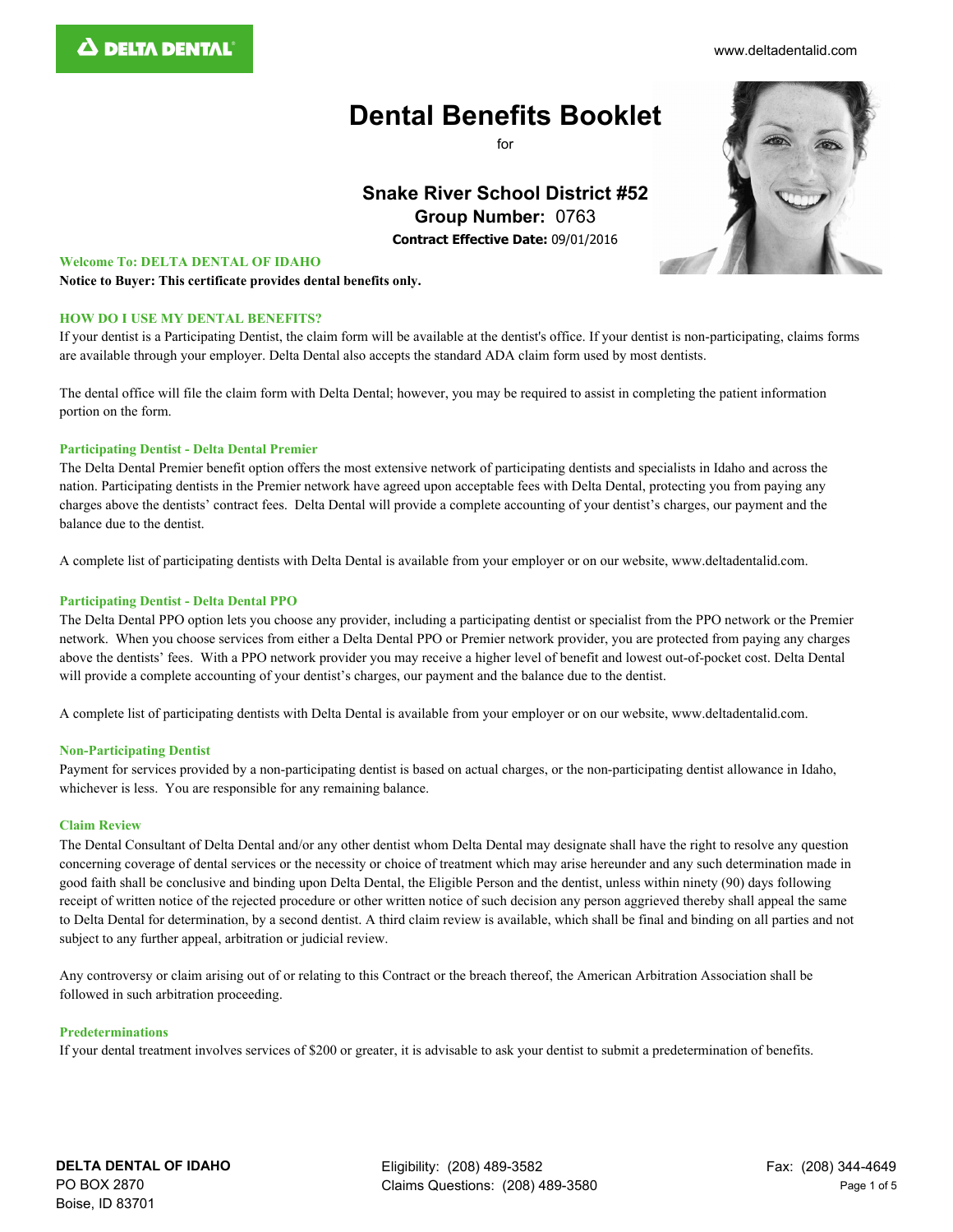DELTA DENTAL

www.deltadentalid.com

# Dental Benefits Booklet

for

## Snake River School District #52

**Group Number:** 0763

**Contract Effective Date:** 09/01/2016

### Welcome To: DELTA DENTAL OF IDAHO

**Notice to Buyer: This certificate provides dental benefits only.**

### HOW DO I USE MY DENTAL BENEFITS?

If your dentist is a Participating Dentist, the claim form will be available at the dentist's office. If your dentist is non-participating, claims forms are available through your employer. Delta Dental also accepts the standard ADA claim form used by most dentists.

The dental office will file the claim form with Delta Dental; however, you may be required to assist in completing the patient information portion on the form.

#### Participating Dentist - Delta Dental Premier

The Delta Dental Premier benefit option offers the most extensive network of participating dentists and specialists in Idaho and across the nation. Participating dentists in the Premier network have agreed upon acceptable fees with Delta Dental, protecting you from paying any charges above the dentists' contract fees. Delta Dental will provide a complete accounting of your dentist's charges, our payment and the balance due to the dentist.

A complete list of participating dentists with Delta Dental is available from your employer or on our website, www.deltadentalid.com.

#### Participating Dentist - Delta Dental PPO

The Delta Dental PPO option lets you choose any provider, including a participating dentist or specialist from the PPO network or the Premier network. When you choose services from either a Delta Dental PPO or Premier network provider, you are protected from paying any charges above the dentists' fees. With a PPO network provider you may receive a higher level of benefit and lowest out-of-pocket cost. Delta Dental will provide a complete accounting of your dentist's charges, our payment and the balance due to the dentist.

A complete list of participating dentists with Delta Dental is available from your employer or on our website, www.deltadentalid.com.

#### Non-Participating Dentist

Payment for services provided by a non-participating dentist is based on actual charges, or the non-participating dentist allowance in Idaho, whichever is less. You are responsible for any remaining balance.

#### Claim Review

The Dental Consultant of Delta Dental and/or any other dentist whom Delta Dental may designate shall have the right to resolve any question concerning coverage of dental services or the necessity or choice of treatment which may arise hereunder and any such determination made in good faith shall be conclusive and binding upon Delta Dental, the Eligible Person and the dentist, unless within ninety (90) days following receipt of written notice of the rejected procedure or other written notice of such decision any person aggrieved thereby shall appeal the same to Delta Dental for determination, by a second dentist. A third claim review is available, which shall be final and binding on all parties and not subject to any further appeal, arbitration or judicial review.

Any controversy or claim arising out of or relating to this Contract or the breach thereof, the American Arbitration Association shall be followed in such arbitration proceeding.

#### Predeterminations

If your dental treatment involves services of $200 or greater, it is advisable to ask your dentist to submit a predetermination of benefits.

**DELTA DENTAL OF IDAHO**
PO BOX 2870
Boise, ID 83701

Eligibility: (208) 489-3582
Claims Questions: (208) 489-3580

Fax: (208) 344-4649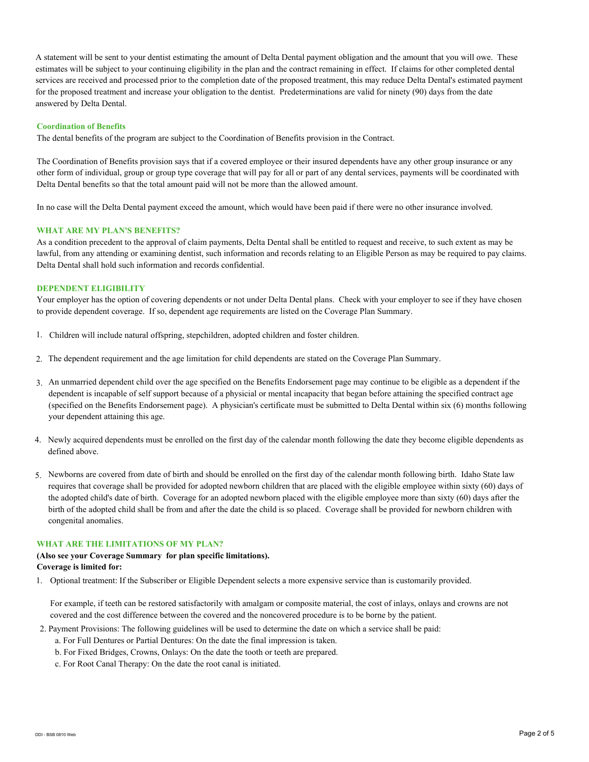A statement will be sent to your dentist estimating the amount of Delta Dental payment obligation and the amount that you will owe. These estimates will be subject to your continuing eligibility in the plan and the contract remaining in effect. If claims for other completed dental services are received and processed prior to the completion date of the proposed treatment, this may reduce Delta Dental's estimated payment for the proposed treatment and increase your obligation to the dentist. Predeterminations are valid for ninety (90) days from the date answered by Delta Dental.

### Coordination of Benefits

The dental benefits of the program are subject to the Coordination of Benefits provision in the Contract.

The Coordination of Benefits provision says that if a covered employee or their insured dependents have any other group insurance or any other form of individual, group or group type coverage that will pay for all or part of any dental services, payments will be coordinated with Delta Dental benefits so that the total amount paid will not be more than the allowed amount.

In no case will the Delta Dental payment exceed the amount, which would have been paid if there were no other insurance involved.

### WHAT ARE MY PLAN'S BENEFITS?

As a condition precedent to the approval of claim payments, Delta Dental shall be entitled to request and receive, to such extent as may be lawful, from any attending or examining dentist, such information and records relating to an Eligible Person as may be required to pay claims. Delta Dental shall hold such information and records confidential.

### DEPENDENT ELIGIBILITY

Your employer has the option of covering dependents or not under Delta Dental plans. Check with your employer to see if they have chosen to provide dependent coverage. If so, dependent age requirements are listed on the Coverage Plan Summary.

1. Children will include natural offspring, stepchildren, adopted children and foster children.
2. The dependent requirement and the age limitation for child dependents are stated on the Coverage Plan Summary.
3. An unmarried dependent child over the age specified on the Benefits Endorsement page may continue to be eligible as a dependent if the dependent is incapable of self support because of a physicial or mental incapacity that began before attaining the specified contract age (specified on the Benefits Endorsement page). A physician's certificate must be submitted to Delta Dental within six (6) months following your dependent attaining this age.
4. Newly acquired dependents must be enrolled on the first day of the calendar month following the date they become eligible dependents as defined above.
5. Newborns are covered from date of birth and should be enrolled on the first day of the calendar month following birth. Idaho State law requires that coverage shall be provided for adopted newborn children that are placed with the eligible employee within sixty (60) days of the adopted child's date of birth. Coverage for an adopted newborn placed with the eligible employee more than sixty (60) days after the birth of the adopted child shall be from and after the date the child is so placed. Coverage shall be provided for newborn children with congenital anomalies.

### WHAT ARE THE LIMITATIONS OF MY PLAN?

**(Also see your Coverage Summary for plan specific limitations).**
**Coverage is limited for:**

1. Optional treatment: If the Subscriber or Eligible Dependent selects a more expensive service than is customarily provided.

   For example, if teeth can be restored satisfactorily with amalgam or composite material, the cost of inlays, onlays and crowns are not covered and the cost difference between the covered and the noncovered procedure is to be borne by the patient.

2. Payment Provisions: The following guidelines will be used to determine the date on which a service shall be paid:
   a. For Full Dentures or Partial Dentures: On the date the final impression is taken.
   b. For Fixed Bridges, Crowns, Onlays: On the date the tooth or teeth are prepared.
   c. For Root Canal Therapy: On the date the root canal is initiated.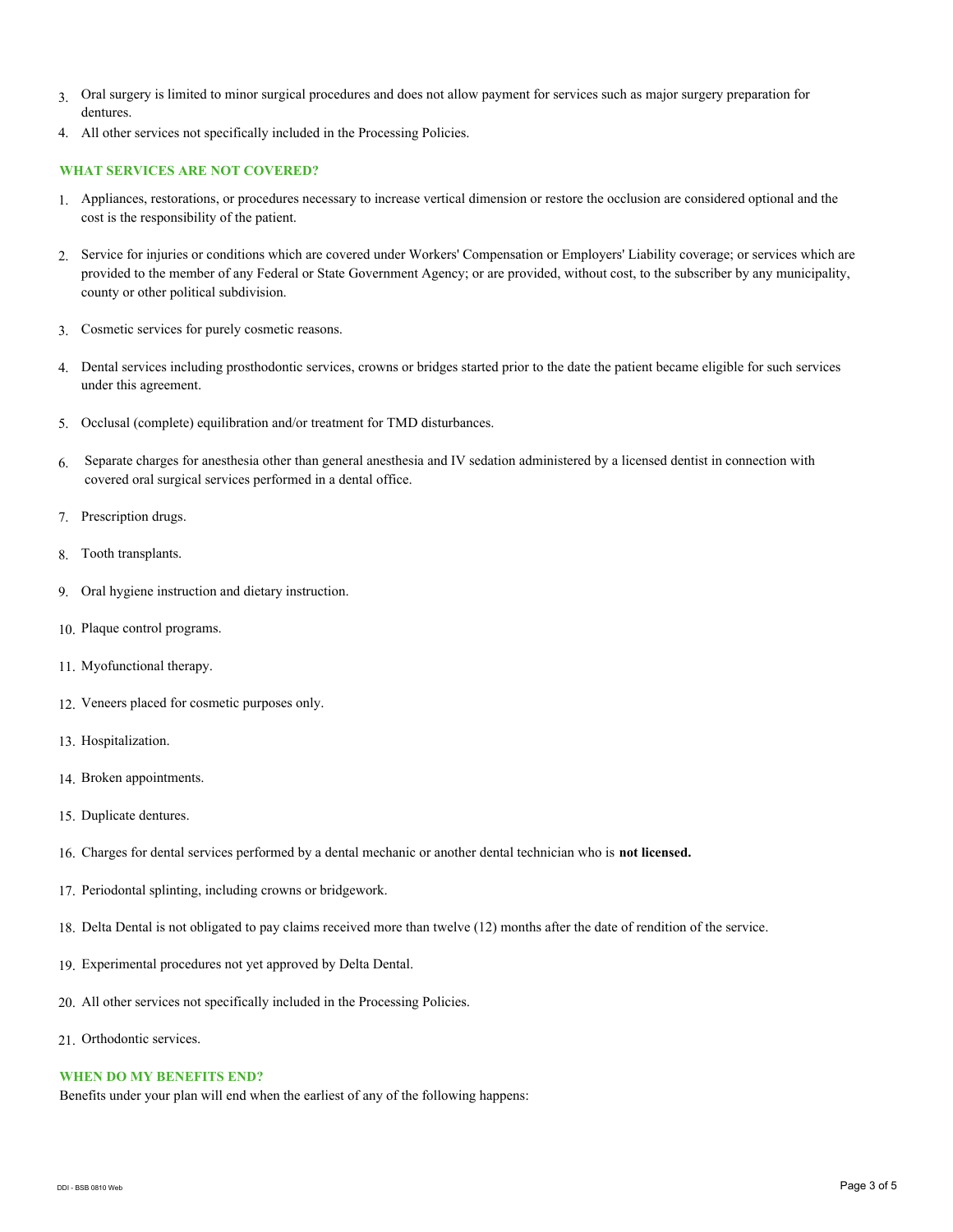3. Oral surgery is limited to minor surgical procedures and does not allow payment for services such as major surgery preparation for dentures.
4. All other services not specifically included in the Processing Policies.

### WHAT SERVICES ARE NOT COVERED?

1. Appliances, restorations, or procedures necessary to increase vertical dimension or restore the occlusion are considered optional and the cost is the responsibility of the patient.
2. Service for injuries or conditions which are covered under Workers' Compensation or Employers' Liability coverage; or services which are provided to the member of any Federal or State Government Agency; or are provided, without cost, to the subscriber by any municipality, county or other political subdivision.
3. Cosmetic services for purely cosmetic reasons.
4. Dental services including prosthodontic services, crowns or bridges started prior to the date the patient became eligible for such services under this agreement.
5. Occlusal (complete) equilibration and/or treatment for TMD disturbances.
6. Separate charges for anesthesia other than general anesthesia and IV sedation administered by a licensed dentist in connection with covered oral surgical services performed in a dental office.
7. Prescription drugs.
8. Tooth transplants.
9. Oral hygiene instruction and dietary instruction.
10. Plaque control programs.
11. Myofunctional therapy.
12. Veneers placed for cosmetic purposes only.
13. Hospitalization.
14. Broken appointments.
15. Duplicate dentures.
16. Charges for dental services performed by a dental mechanic or another dental technician who is **not licensed.**
17. Periodontal splinting, including crowns or bridgework.
18. Delta Dental is not obligated to pay claims received more than twelve (12) months after the date of rendition of the service.
19. Experimental procedures not yet approved by Delta Dental.
20. All other services not specifically included in the Processing Policies.
21. Orthodontic services.

### WHEN DO MY BENEFITS END?

Benefits under your plan will end when the earliest of any of the following happens:

DDI - BSB 0810 Web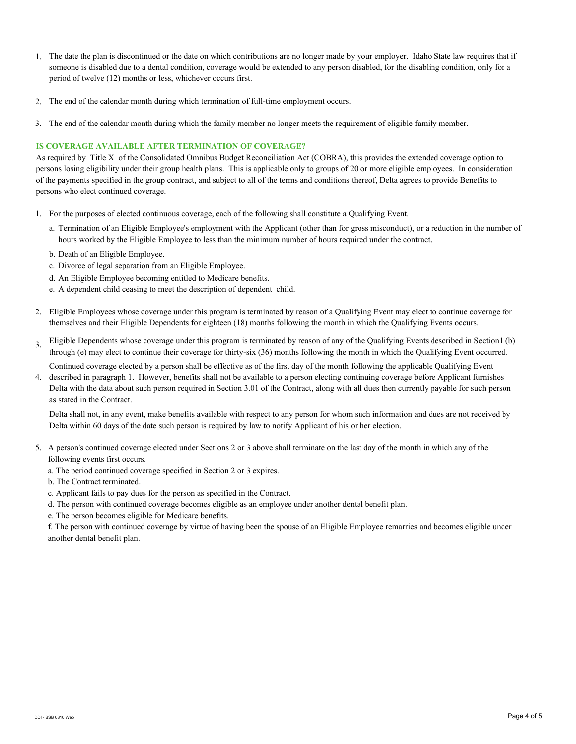1. The date the plan is discontinued or the date on which contributions are no longer made by your employer. Idaho State law requires that if someone is disabled due to a dental condition, coverage would be extended to any person disabled, for the disabling condition, only for a period of twelve (12) months or less, whichever occurs first.

2. The end of the calendar month during which termination of full-time employment occurs.

3. The end of the calendar month during which the family member no longer meets the requirement of eligible family member.

### IS COVERAGE AVAILABLE AFTER TERMINATION OF COVERAGE?

As required by Title X of the Consolidated Omnibus Budget Reconciliation Act (COBRA), this provides the extended coverage option to persons losing eligibility under their group health plans. This is applicable only to groups of 20 or more eligible employees. In consideration of the payments specified in the group contract, and subject to all of the terms and conditions thereof, Delta agrees to provide Benefits to persons who elect continued coverage.

1. For the purposes of elected continuous coverage, each of the following shall constitute a Qualifying Event.
   a. Termination of an Eligible Employee's employment with the Applicant (other than for gross misconduct), or a reduction in the number of hours worked by the Eligible Employee to less than the minimum number of hours required under the contract.
   b. Death of an Eligible Employee.
   c. Divorce of legal separation from an Eligible Employee.
   d. An Eligible Employee becoming entitled to Medicare benefits.
   e. A dependent child ceasing to meet the description of dependent child.

2. Eligible Employees whose coverage under this program is terminated by reason of a Qualifying Event may elect to continue coverage for themselves and their Eligible Dependents for eighteen (18) months following the month in which the Qualifying Events occurs.

3. Eligible Dependents whose coverage under this program is terminated by reason of any of the Qualifying Events described in Section1 (b) through (e) may elect to continue their coverage for thirty-six (36) months following the month in which the Qualifying Event occurred.

4. Continued coverage elected by a person shall be effective as of the first day of the month following the applicable Qualifying Event described in paragraph 1. However, benefits shall not be available to a person electing continuing coverage before Applicant furnishes Delta with the data about such person required in Section 3.01 of the Contract, along with all dues then currently payable for such person as stated in the Contract.

   Delta shall not, in any event, make benefits available with respect to any person for whom such information and dues are not received by Delta within 60 days of the date such person is required by law to notify Applicant of his or her election.

5. A person's continued coverage elected under Sections 2 or 3 above shall terminate on the last day of the month in which any of the following events first occurs.
   a. The period continued coverage specified in Section 2 or 3 expires.
   b. The Contract terminated.
   c. Applicant fails to pay dues for the person as specified in the Contract.
   d. The person with continued coverage becomes eligible as an employee under another dental benefit plan.
   e. The person becomes eligible for Medicare benefits.
   f. The person with continued coverage by virtue of having been the spouse of an Eligible Employee remarries and becomes eligible under another dental benefit plan.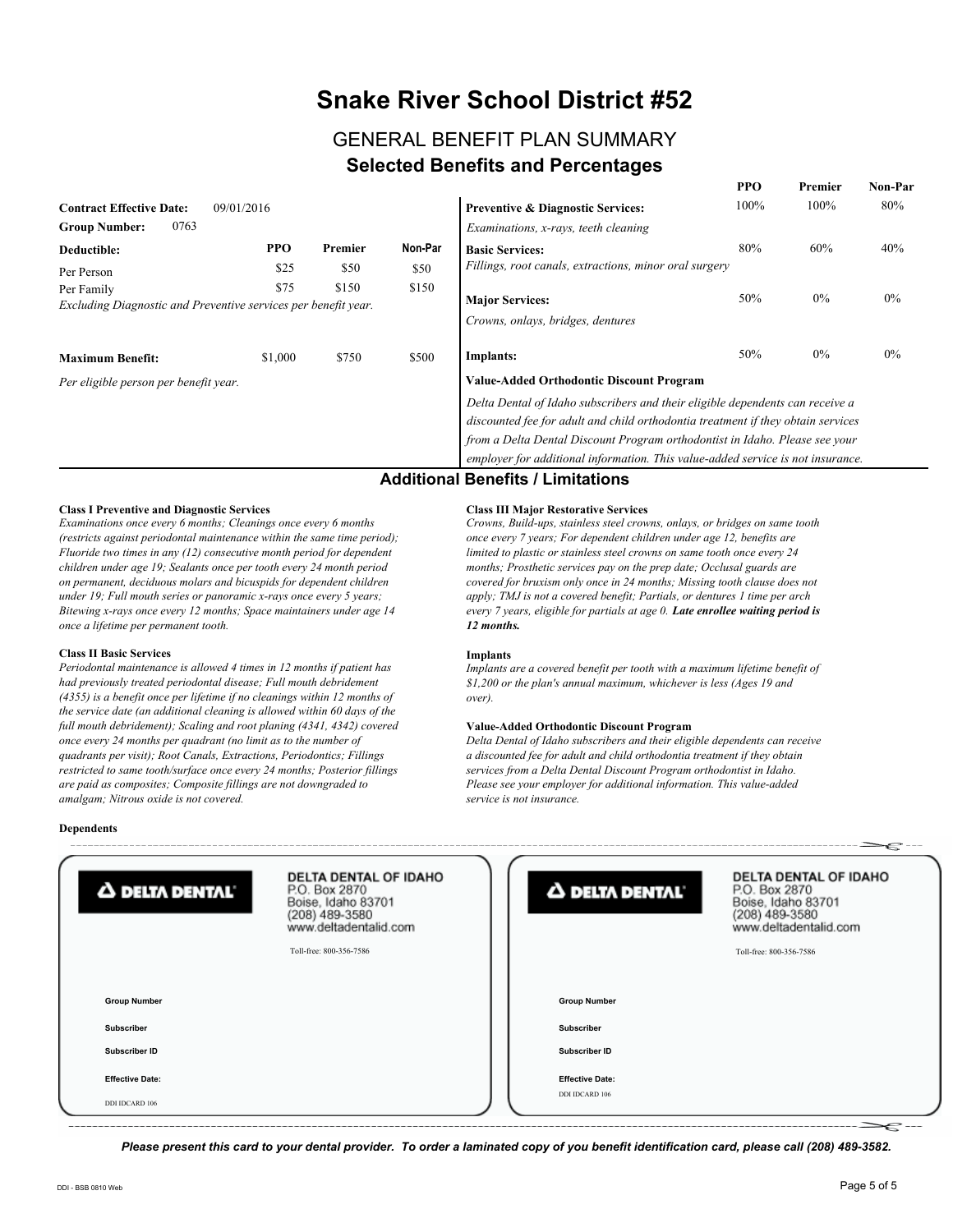# Snake River School District #52

## GENERAL BENEFIT PLAN SUMMARY

### Selected Benefits and Percentages

**Contract Effective Date:** 09/01/2016

**Group Number:** 0763

| **Deductible:** | **PPO** | **Premier** | **Non-Par** |
|---|---|---|---|
| Per Person | $25 | $50 | $50 |
| Per Family | $75 | $150 | $150 |

*Excluding Diagnostic and Preventive services per benefit year.*

| | PPO | Premier | Non-Par |
|---|---|---|---|
| **Maximum Benefit:** | $1,000 | $750 | $500 |

*Per eligible person per benefit year.*

| | **PPO** | **Premier** | **Non-Par** |
|---|---|---|---|
| **Preventive & Diagnostic Services:** *Examinations, x-rays, teeth cleaning* | 100% | 100% | 80% |
| **Basic Services:** *Fillings, root canals, extractions, minor oral surgery* | 80% | 60% | 40% |
| **Major Services:** *Crowns, onlays, bridges, dentures* | 50% | 0% | 0% |
| **Implants:** | 50% | 0% | 0% |

**Value-Added Orthodontic Discount Program**

*Delta Dental of Idaho subscribers and their eligible dependents can receive a discounted fee for adult and child orthodontia treatment if they obtain services from a Delta Dental Discount Program orthodontist in Idaho. Please see your employer for additional information. This value-added service is not insurance.*

### Additional Benefits / Limitations

**Class I Preventive and Diagnostic Services**

*Examinations once every 6 months; Cleanings once every 6 months (restricts against periodontal maintenance within the same time period); Fluoride two times in any (12) consecutive month period for dependent children under age 19; Sealants once per tooth every 24 month period on permanent, deciduous molars and bicuspids for dependent children under 19; Full mouth series or panoramic x-rays once every 5 years; Bitewing x-rays once every 12 months; Space maintainers under age 14 once a lifetime per permanent tooth.*

**Class II Basic Services**

*Periodontal maintenance is allowed 4 times in 12 months if patient has had previously treated periodontal disease; Full mouth debridement (4355) is a benefit once per lifetime if no cleanings within 12 months of the service date (an additional cleaning is allowed within 60 days of the full mouth debridement); Scaling and root planing (4341, 4342) covered once every 24 months per quadrant (no limit as to the number of quadrants per visit); Root Canals, Extractions, Periodontics; Fillings restricted to same tooth/surface once every 24 months; Posterior fillings are paid as composites; Composite fillings are not downgraded to amalgam; Nitrous oxide is not covered.*

**Dependents**

**Class III Major Restorative Services**

*Crowns, Build-ups, stainless steel crowns, onlays, or bridges on same tooth once every 7 years; For dependent children under age 12, benefits are limited to plastic or stainless steel crowns on same tooth once every 24 months; Prosthetic services pay on the prep date; Occlusal guards are covered for bruxism only once in 24 months; Missing tooth clause does not apply; TMJ is not a covered benefit; Partials, or dentures 1 time per arch every 7 years, eligible for partials at age 0.* ***Late enrollee waiting period is 12 months.***

**Implants**

*Implants are a covered benefit per tooth with a maximum lifetime benefit of $1,200 or the plan's annual maximum, whichever is less (Ages 19 and over).*

**Value-Added Orthodontic Discount Program**

*Delta Dental of Idaho subscribers and their eligible dependents can receive a discounted fee for adult and child orthodontia treatment if they obtain services from a Delta Dental Discount Program orthodontist in Idaho. Please see your employer for additional information. This value-added service is not insurance.*

---

DELTA DENTAL

DELTA DENTAL OF IDAHO
P.O. Box 2870
Boise, Idaho 83701
(208) 489-3580
www.deltadentalid.com

Toll-free: 800-356-7586

**Group Number**

**Subscriber**

**Subscriber ID**

**Effective Date:**

DDI IDCARD 106

---

DELTA DENTAL

DELTA DENTAL OF IDAHO
P.O. Box 2870
Boise, Idaho 83701
(208) 489-3580
www.deltadentalid.com

Toll-free: 800-356-7586

**Group Number**

**Subscriber**

**Subscriber ID**

**Effective Date:**

DDI IDCARD 106

---

***Please present this card to your dental provider. To order a laminated copy of you benefit identification card, please call (208) 489-3582.***

DDI - BSB 0810 Web